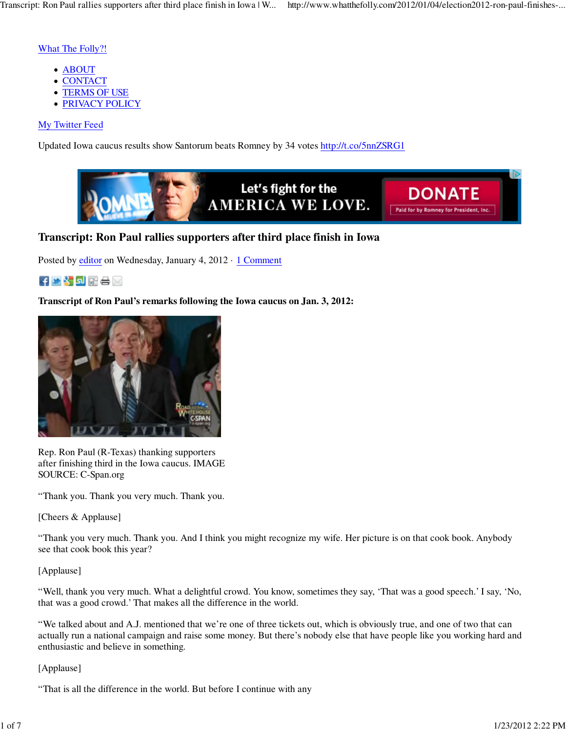What The Folly?!

- ABOUT
- CONTACT
- TERMS OF USE
- PRIVACY POLICY

My Twitter Feed

Updated Iowa caucus results show Santorum beats Romney by 34 votes http://t.co/5nnZSRG1

# Transcript: Ron Paul rallies supporters after third place finish in Iowa

Posted by editor on Wednesday, January 4, 2012 · 1 Comment

**Transcript of Ron Paul's remarks following the Iowa caucus on Jan. 3, 2012:**

Rep. Ron Paul (R-Texas) thanking supporters after finishing third in the Iowa caucus. IMAGE SOURCE: C-Span.org

"Thank you. Thank you very much. Thank you.

[Cheers & Applause]

"Thank you very much. Thank you. And I think you might recognize my wife. Her picture is on that cook book. Anybody see that cook book this year?

[Applause]

"Well, thank you very much. What a delightful crowd. You know, sometimes they say, 'That was a good speech.' I say, 'No, that was a good crowd.' That makes all the difference in the world.

"We talked about and A.J. mentioned that we're one of three tickets out, which is obviously true, and one of two that can actually run a national campaign and raise some money. But there's nobody else that have people like you working hard and enthusiastic and believe in something.

[Applause]

"That is all the difference in the world. But before I continue with any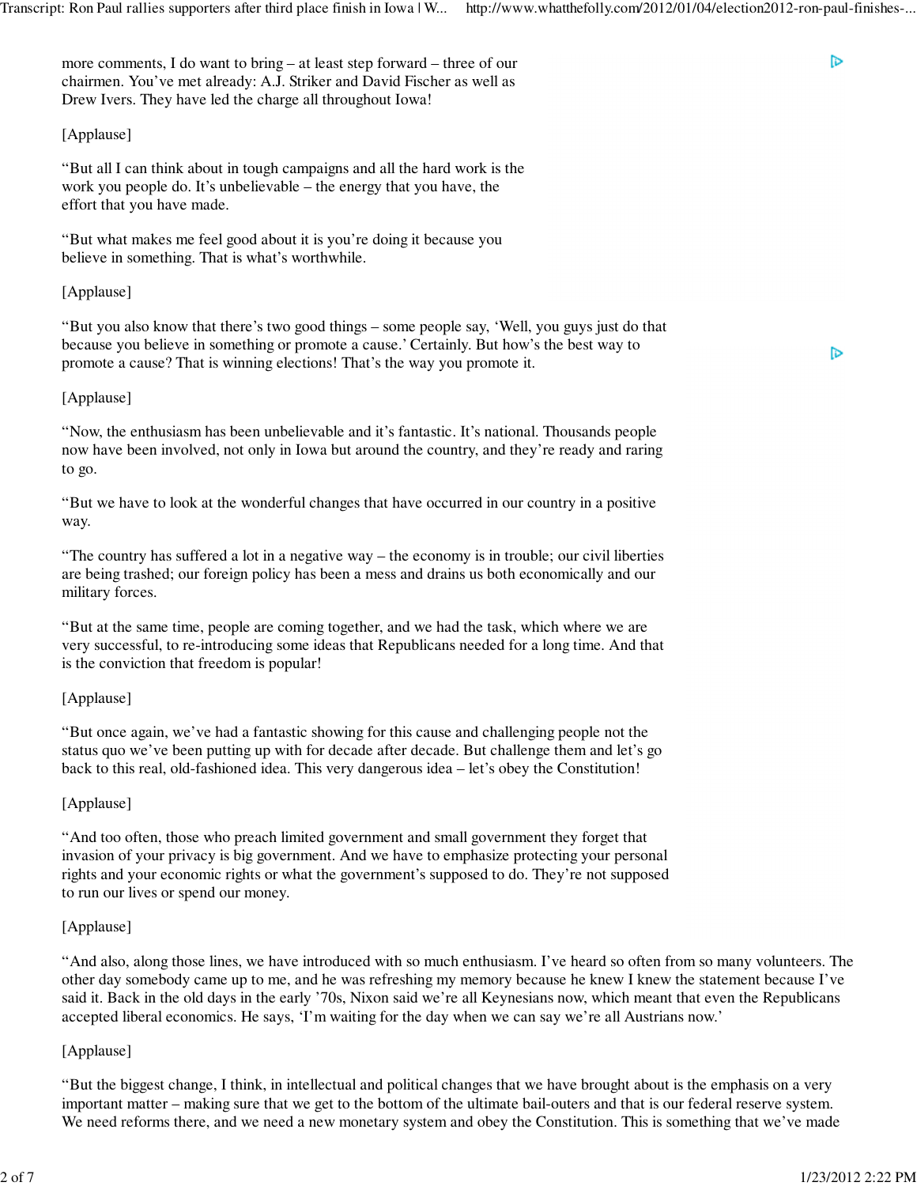more comments, I do want to bring – at least step forward – three of our chairmen. You've met already: A.J. Striker and David Fischer as well as Drew Ivers. They have led the charge all throughout Iowa!

[Applause]

"But all I can think about in tough campaigns and all the hard work is the work you people do. It's unbelievable – the energy that you have, the effort that you have made.

"But what makes me feel good about it is you're doing it because you believe in something. That is what's worthwhile.

[Applause]

"But you also know that there's two good things – some people say, 'Well, you guys just do that because you believe in something or promote a cause.' Certainly. But how's the best way to promote a cause? That is winning elections! That's the way you promote it.

[Applause]

"Now, the enthusiasm has been unbelievable and it's fantastic. It's national. Thousands people now have been involved, not only in Iowa but around the country, and they're ready and raring to go.

"But we have to look at the wonderful changes that have occurred in our country in a positive way.

"The country has suffered a lot in a negative way – the economy is in trouble; our civil liberties are being trashed; our foreign policy has been a mess and drains us both economically and our military forces.

"But at the same time, people are coming together, and we had the task, which where we are very successful, to re-introducing some ideas that Republicans needed for a long time. And that is the conviction that freedom is popular!

[Applause]

"But once again, we've had a fantastic showing for this cause and challenging people not the status quo we've been putting up with for decade after decade. But challenge them and let's go back to this real, old-fashioned idea. This very dangerous idea – let's obey the Constitution!

[Applause]

"And too often, those who preach limited government and small government they forget that invasion of your privacy is big government. And we have to emphasize protecting your personal rights and your economic rights or what the government's supposed to do. They're not supposed to run our lives or spend our money.

[Applause]

"And also, along those lines, we have introduced with so much enthusiasm. I've heard so often from so many volunteers. The other day somebody came up to me, and he was refreshing my memory because he knew I knew the statement because I've said it. Back in the old days in the early '70s, Nixon said we're all Keynesians now, which meant that even the Republicans accepted liberal economics. He says, 'I'm waiting for the day when we can say we're all Austrians now.'

[Applause]

"But the biggest change, I think, in intellectual and political changes that we have brought about is the emphasis on a very important matter – making sure that we get to the bottom of the ultimate bail-outers and that is our federal reserve system. We need reforms there, and we need a new monetary system and obey the Constitution. This is something that we've made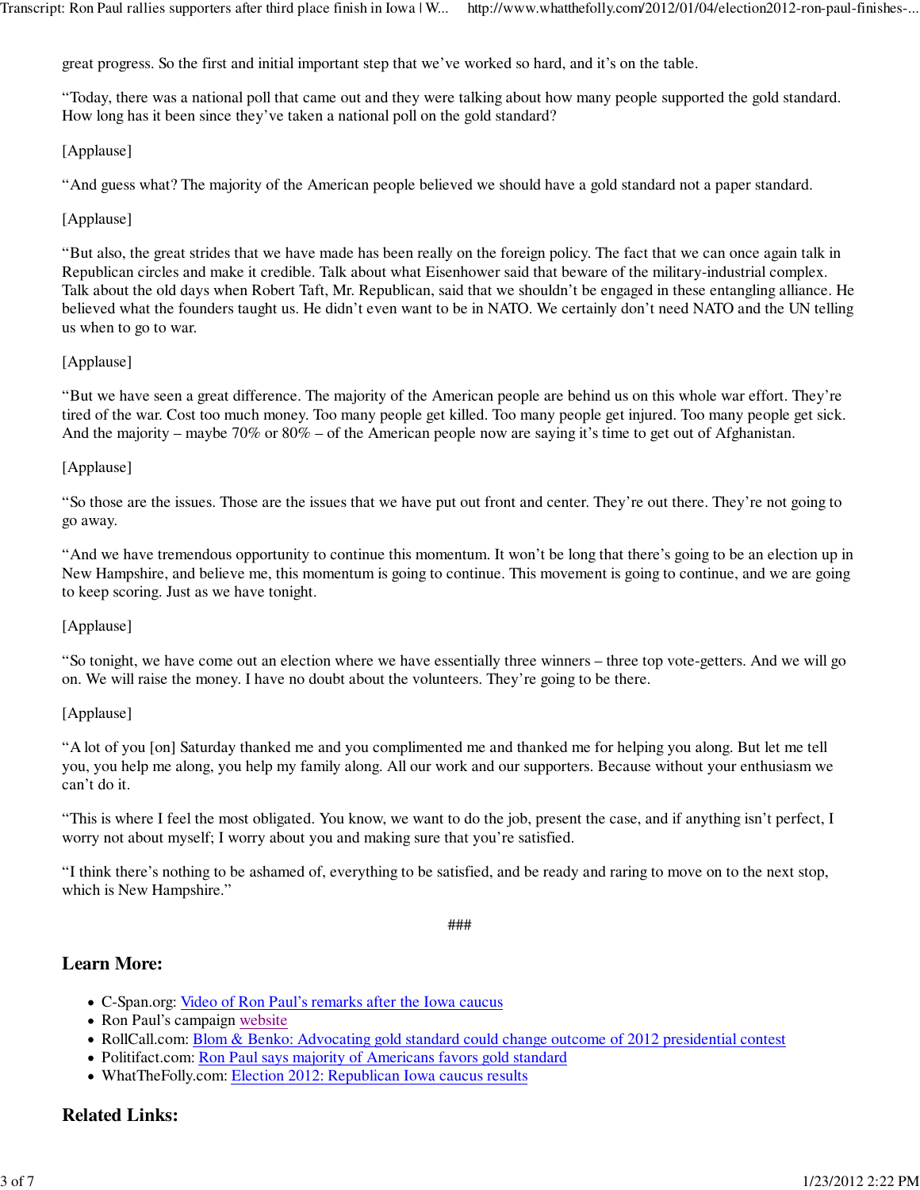great progress. So the first and initial important step that we've worked so hard, and it's on the table.

"Today, there was a national poll that came out and they were talking about how many people supported the gold standard. How long has it been since they've taken a national poll on the gold standard?

[Applause]

"And guess what? The majority of the American people believed we should have a gold standard not a paper standard.

[Applause]

"But also, the great strides that we have made has been really on the foreign policy. The fact that we can once again talk in Republican circles and make it credible. Talk about what Eisenhower said that beware of the military-industrial complex. Talk about the old days when Robert Taft, Mr. Republican, said that we shouldn't be engaged in these entangling alliance. He believed what the founders taught us. He didn't even want to be in NATO. We certainly don't need NATO and the UN telling us when to go to war.

[Applause]

"But we have seen a great difference. The majority of the American people are behind us on this whole war effort. They're tired of the war. Cost too much money. Too many people get killed. Too many people get injured. Too many people get sick. And the majority – maybe 70% or 80% – of the American people now are saying it's time to get out of Afghanistan.

[Applause]

"So those are the issues. Those are the issues that we have put out front and center. They're out there. They're not going to go away.

"And we have tremendous opportunity to continue this momentum. It won't be long that there's going to be an election up in New Hampshire, and believe me, this momentum is going to continue. This movement is going to continue, and we are going to keep scoring. Just as we have tonight.

[Applause]

"So tonight, we have come out an election where we have essentially three winners – three top vote-getters. And we will go on. We will raise the money. I have no doubt about the volunteers. They're going to be there.

[Applause]

"A lot of you [on] Saturday thanked me and you complimented me and thanked me for helping you along. But let me tell you, you help me along, you help my family along. All our work and our supporters. Because without your enthusiasm we can't do it.

"This is where I feel the most obligated. You know, we want to do the job, present the case, and if anything isn't perfect, I worry not about myself; I worry about you and making sure that you're satisfied.

"I think there's nothing to be ashamed of, everything to be satisfied, and be ready and raring to move on to the next stop, which is New Hampshire."

###

## Learn More:

- C-Span.org: Video of Ron Paul's remarks after the Iowa caucus
- Ron Paul's campaign website
- RollCall.com: Blom & Benko: Advocating gold standard could change outcome of 2012 presidential contest
- Politifact.com: Ron Paul says majority of Americans favors gold standard
- WhatTheFolly.com: Election 2012: Republican Iowa caucus results

## Related Links: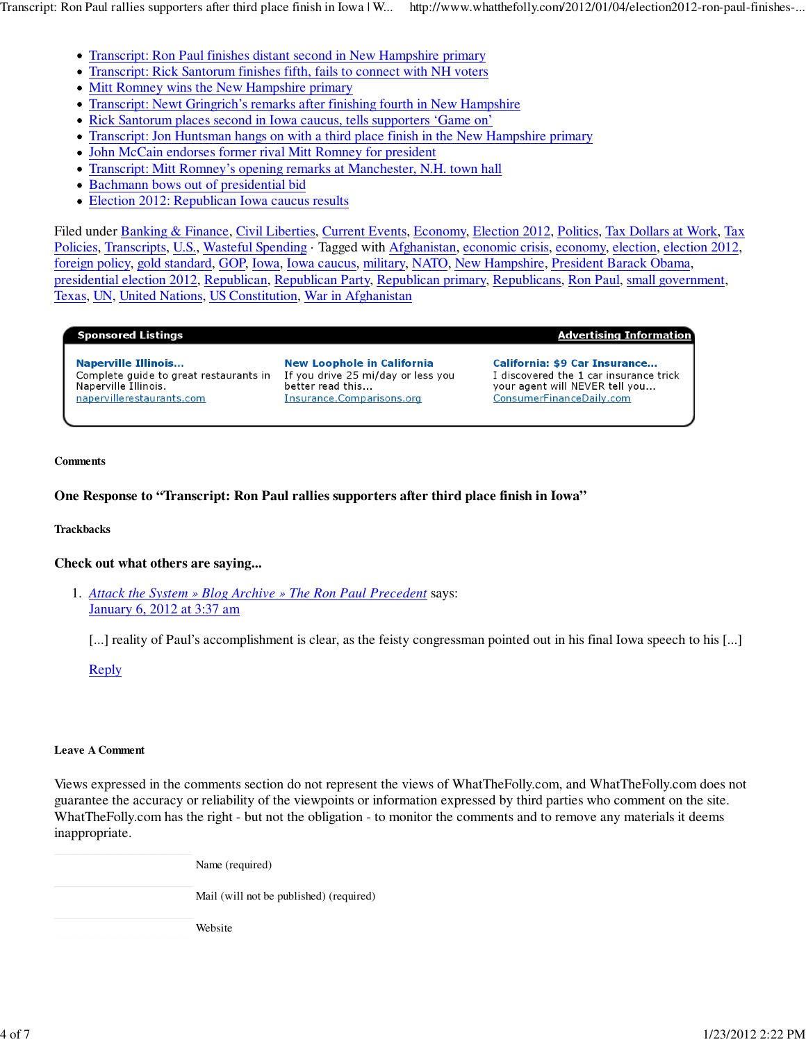- Transcript: Ron Paul finishes distant second in New Hampshire primary
- Transcript: Rick Santorum finishes fifth, fails to connect with NH voters
- Mitt Romney wins the New Hampshire primary
- Transcript: Newt Gringrich's remarks after finishing fourth in New Hampshire
- Rick Santorum places second in Iowa caucus, tells supporters 'Game on'
- Transcript: Jon Huntsman hangs on with a third place finish in the New Hampshire primary
- John McCain endorses former rival Mitt Romney for president
- Transcript: Mitt Romney's opening remarks at Manchester, N.H. town hall
- Bachmann bows out of presidential bid
- Election 2012: Republican Iowa caucus results

Filed under Banking & Finance, Civil Liberties, Current Events, Economy, Election 2012, Politics, Tax Dollars at Work, Tax Policies, Transcripts, U.S., Wasteful Spending · Tagged with Afghanistan, economic crisis, economy, election, election 2012, foreign policy, gold standard, GOP, Iowa, Iowa caucus, military, NATO, New Hampshire, President Barack Obama, presidential election 2012, Republican, Republican Party, Republican primary, Republicans, Ron Paul, small government, Texas, UN, United Nations, US Constitution, War in Afghanistan

**Sponsored Listings** | **Advertising Information**

**Naperville Illinois...**
Complete guide to great restaurants in Naperville Illinois.
napervillerestaurants.com

**New Loophole in California**
If you drive 25 mi/day or less you better read this...
Insurance.Comparisons.org

**California: $9 Car Insurance...**
I discovered the 1 car insurance trick your agent will NEVER tell you...
ConsumerFinanceDaily.com

#### Comments

### One Response to "Transcript: Ron Paul rallies supporters after third place finish in Iowa"

#### Trackbacks

### Check out what others are saying...

1. *Attack the System » Blog Archive » The Ron Paul Precedent* says:
   January 6, 2012 at 3:37 am

   [...] reality of Paul's accomplishment is clear, as the feisty congressman pointed out in his final Iowa speech to his [...]

   Reply

#### Leave A Comment

Views expressed in the comments section do not represent the views of WhatTheFolly.com, and WhatTheFolly.com does not guarantee the accuracy or reliability of the viewpoints or information expressed by third parties who comment on the site. WhatTheFolly.com has the right - but not the obligation - to monitor the comments and to remove any materials it deems inappropriate.

Name (required)

Mail (will not be published) (required)

Website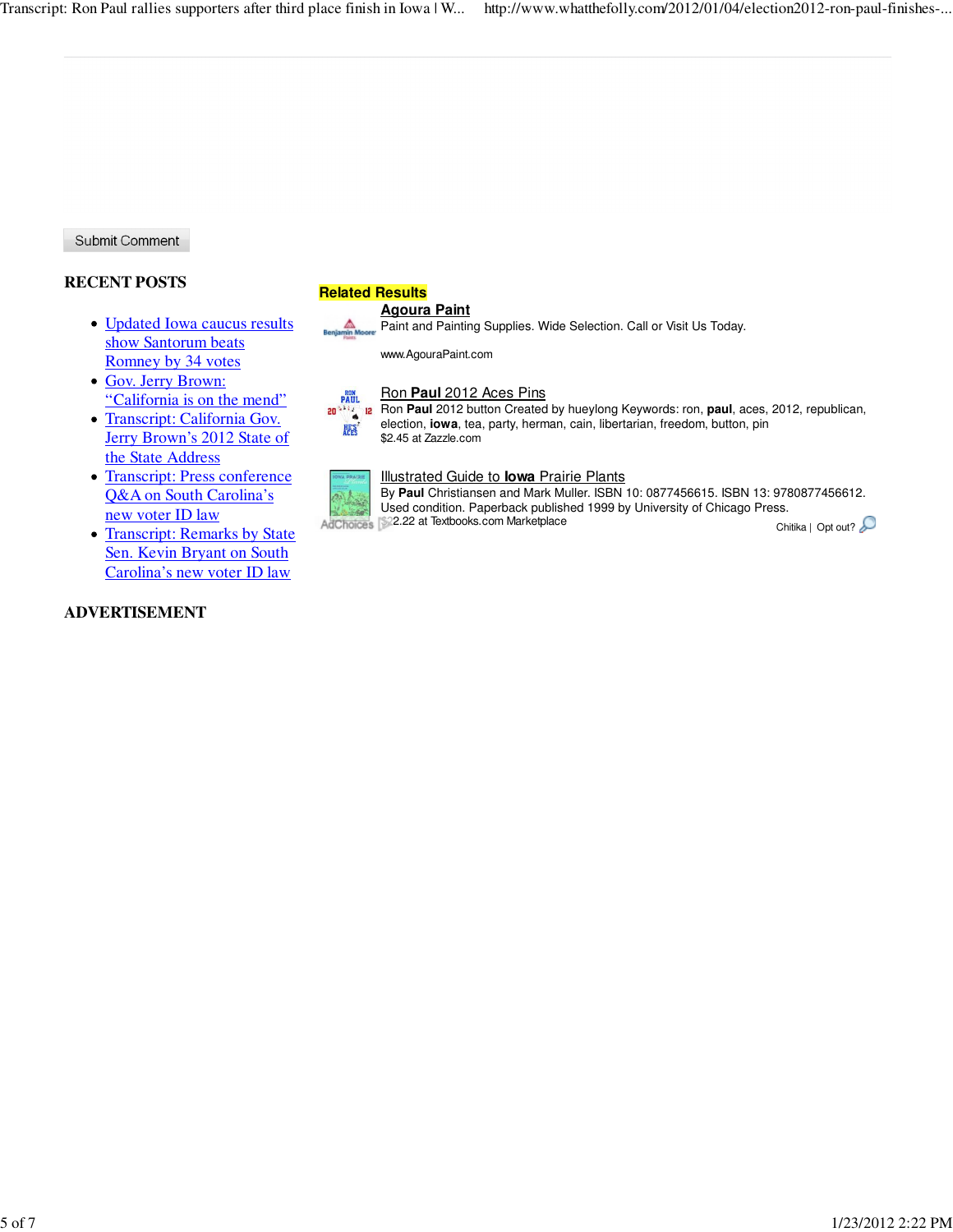Submit Comment

## RECENT POSTS

- Updated Iowa caucus results show Santorum beats Romney by 34 votes
- Gov. Jerry Brown: "California is on the mend"
- Transcript: California Gov. Jerry Brown's 2012 State of the State Address
- Transcript: Press conference Q&A on South Carolina's new voter ID law
- Transcript: Remarks by State Sen. Kevin Bryant on South Carolina's new voter ID law

## ADVERTISEMENT

**Related Results**

**Agoura Paint**
Paint and Painting Supplies. Wide Selection. Call or Visit Us Today.
www.AgouraPaint.com

Ron **Paul** 2012 Aces Pins
Ron **Paul** 2012 button Created by hueylong Keywords: ron, **paul**, aces, 2012, republican, election, **iowa**, tea, party, herman, cain, libertarian, freedom, button, pin
$2.45 at Zazzle.com

Illustrated Guide to **Iowa** Prairie Plants
By **Paul** Christiansen and Mark Muller. ISBN 10: 0877456615. ISBN 13: 9780877456612. Used condition. Paperback published 1999 by University of Chicago Press.
$22.22 at Textbooks.com Marketplace

AdChoices
Chitika | Opt out?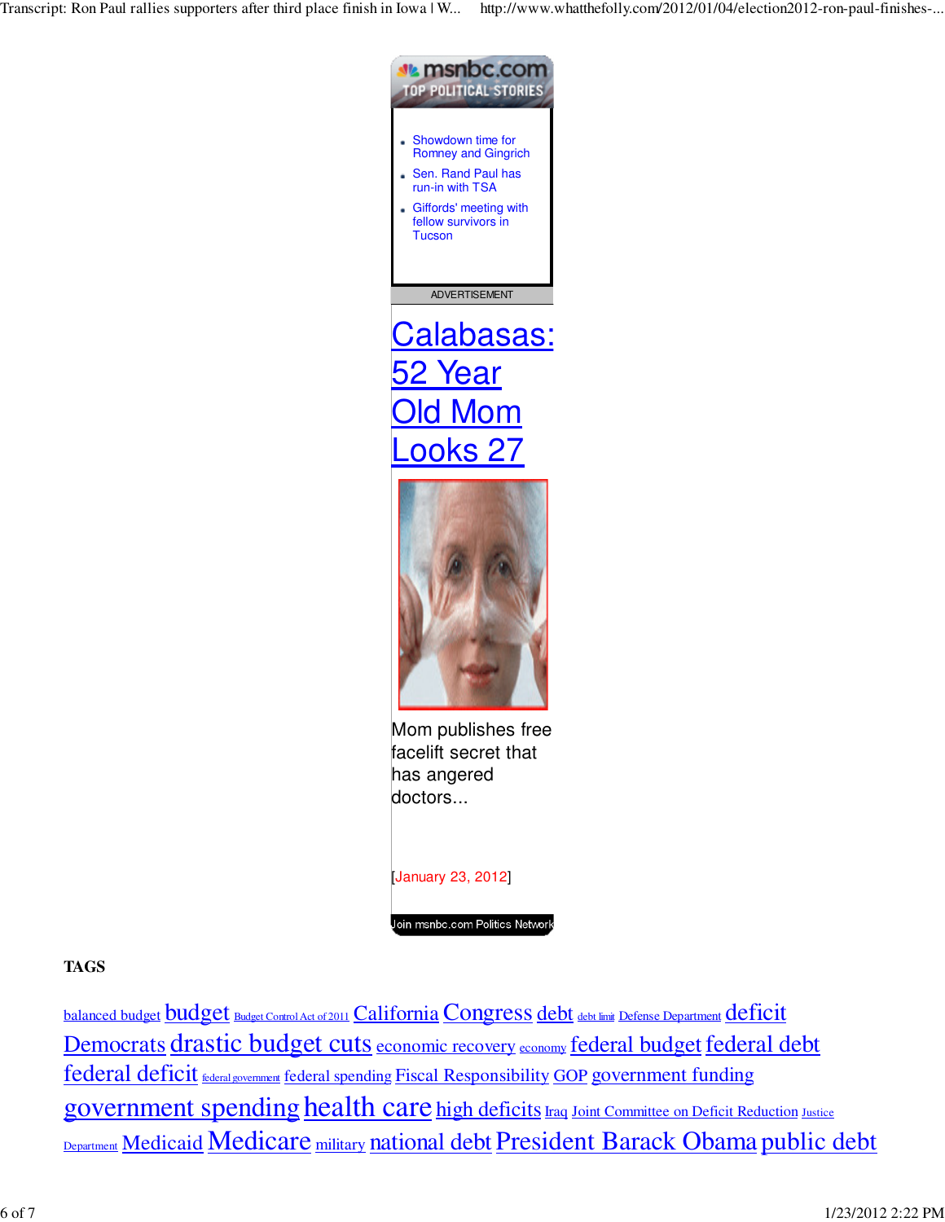**msnbc.com TOP POLITICAL STORIES**

- Showdown time for Romney and Gingrich
- Sen. Rand Paul has run-in with TSA
- Giffords' meeting with fellow survivors in Tucson

ADVERTISEMENT

# Calabasas: 52 Year Old Mom Looks 27

Mom publishes free facelift secret that has angered doctors...

[January 23, 2012]

Join msnbc.com Politics Network

## TAGS

balanced budget budget Budget Control Act of 2011 California Congress debt debt limit Defense Department deficit Democrats drastic budget cuts economic recovery economy federal budget federal debt federal deficit federal government federal spending Fiscal Responsibility GOP government funding government spending health care high deficits Iraq Joint Committee on Deficit Reduction Justice Department Medicaid Medicare military national debt President Barack Obama public debt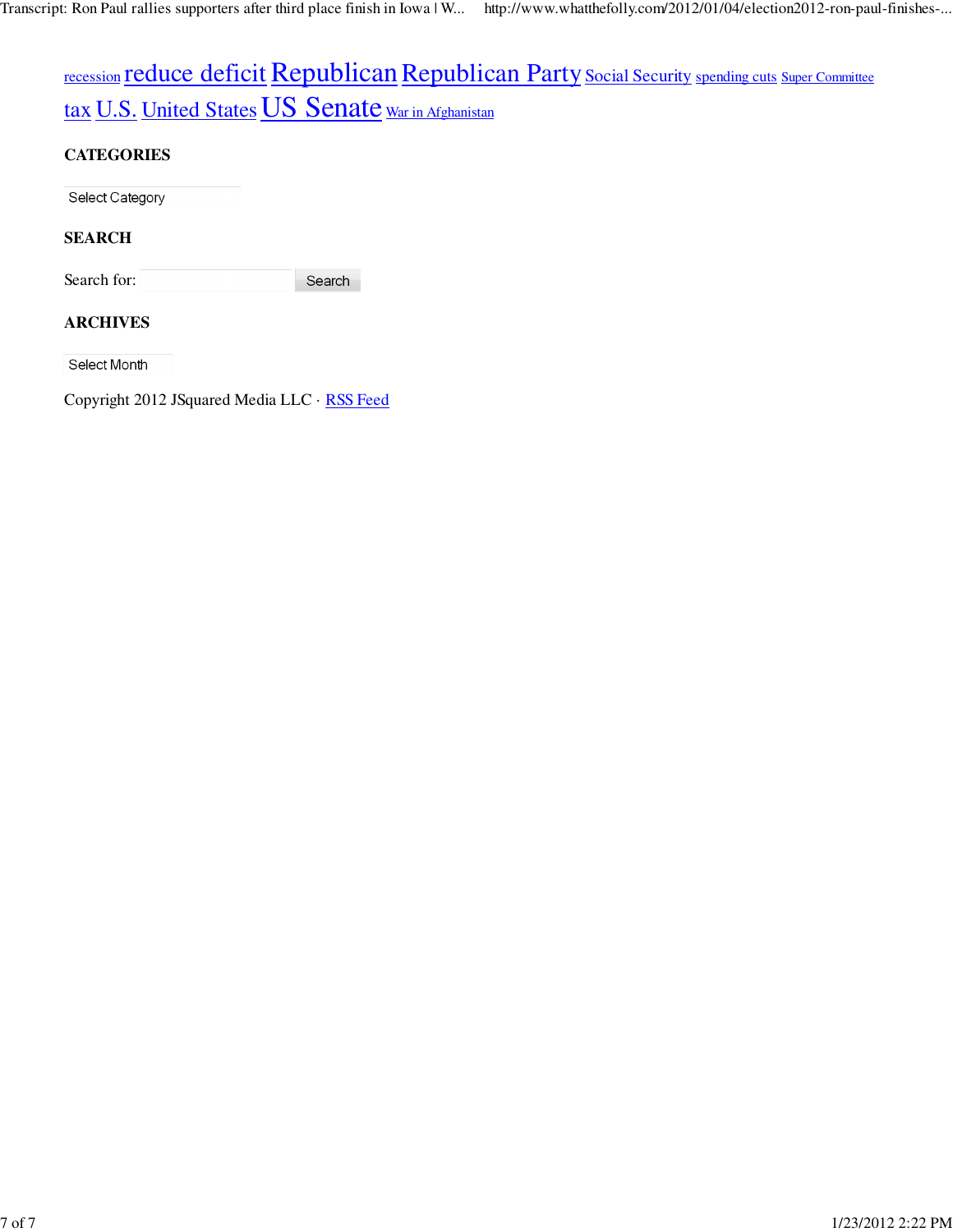recession reduce deficit Republican Republican Party Social Security spending cuts Super Committee tax U.S. United States US Senate War in Afghanistan

### CATEGORIES

Select Category

### SEARCH

Search for: Search

### ARCHIVES

Select Month

Copyright 2012 JSquared Media LLC · RSS Feed